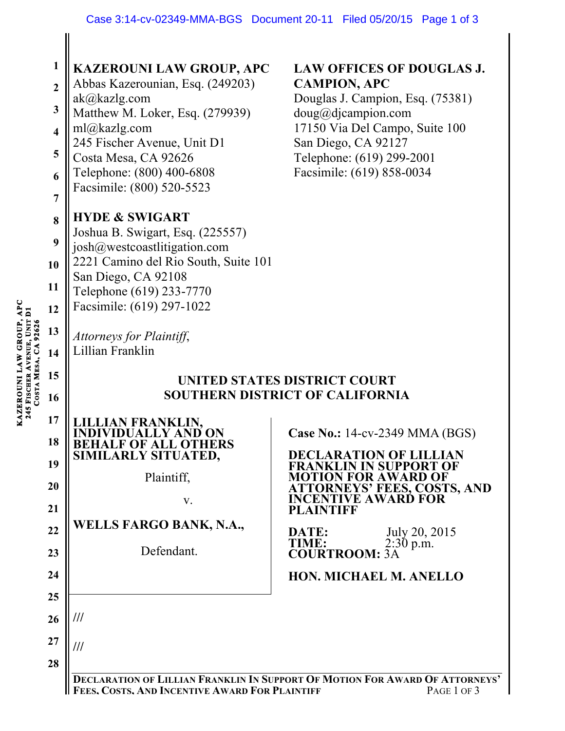**KAZEROUNI LAW GROUP, APC**
Abbas Kazerounian, Esq. (249203)
ak@kazlg.com
Matthew M. Loker, Esq. (279939)
ml@kazlg.com
245 Fischer Avenue, Unit D1
Costa Mesa, CA 92626
Telephone: (800) 400-6808
Facsimile: (800) 520-5523

**LAW OFFICES OF DOUGLAS J. CAMPION, APC**
Douglas J. Campion, Esq. (75381)
doug@djcampion.com
17150 Via Del Campo, Suite 100
San Diego, CA 92127
Telephone: (619) 299-2001
Facsimile: (619) 858-0034

**HYDE & SWIGART**
Joshua B. Swigart, Esq. (225557)
josh@westcoastlitigation.com
2221 Camino del Rio South, Suite 101
San Diego, CA 92108
Telephone (619) 233-7770
Facsimile: (619) 297-1022

*Attorneys for Plaintiff*,
Lillian Franklin

**UNITED STATES DISTRICT COURT**
**SOUTHERN DISTRICT OF CALIFORNIA**

**LILLIAN FRANKLIN, INDIVIDUALLY AND ON BEHALF OF ALL OTHERS SIMILARLY SITUATED,**

Plaintiff,

v.

**WELLS FARGO BANK, N.A.,**

Defendant.

**Case No.:** 14-cv-2349 MMA (BGS)

**DECLARATION OF LILLIAN FRANKLIN IN SUPPORT OF MOTION FOR AWARD OF ATTORNEYS' FEES, COSTS, AND INCENTIVE AWARD FOR PLAINTIFF**

**DATE:** July 20, 2015
**TIME:** 2:30 p.m.
**COURTROOM:** 3A

**HON. MICHAEL M. ANELLO**

///

///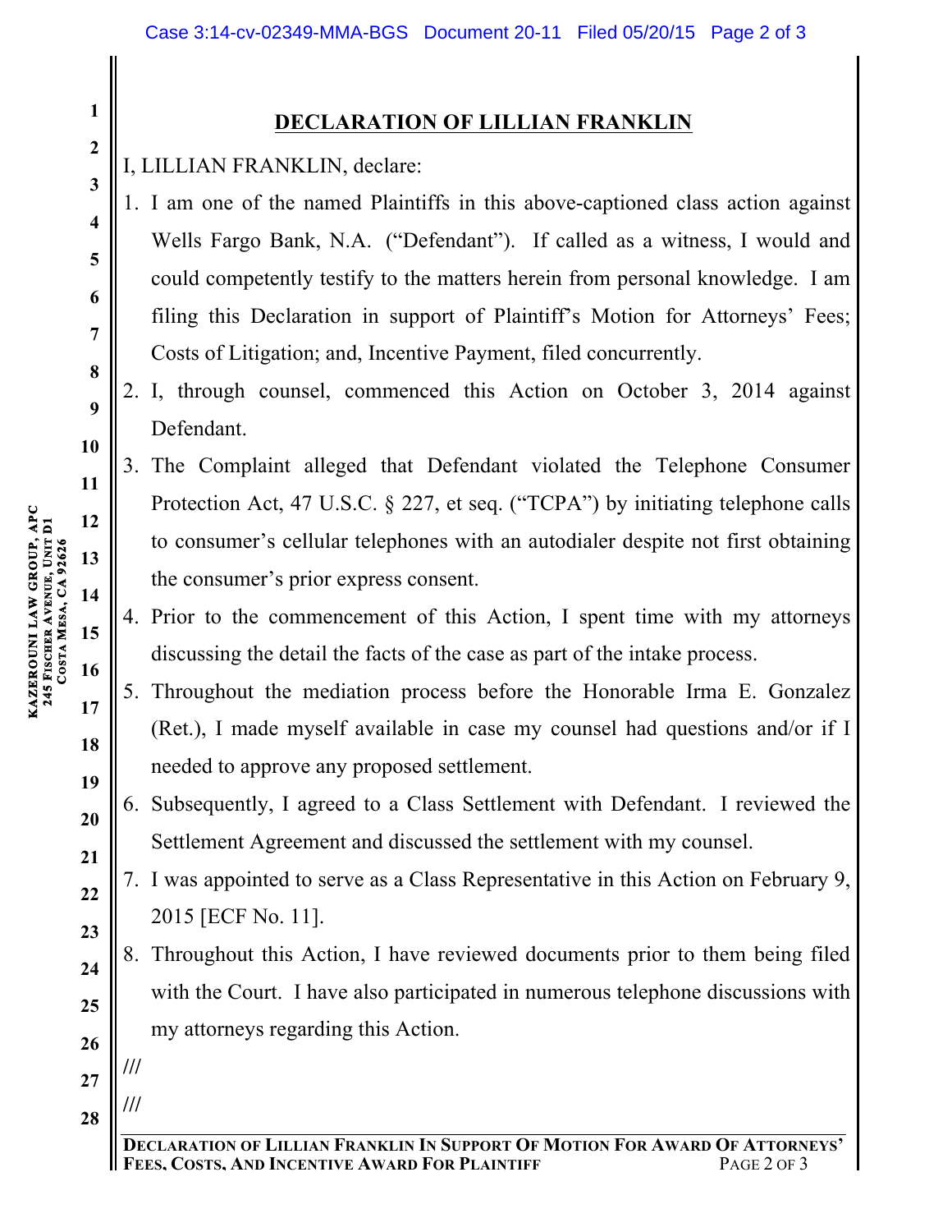# DECLARATION OF LILLIAN FRANKLIN

I, LILLIAN FRANKLIN, declare:

1. I am one of the named Plaintiffs in this above-captioned class action against Wells Fargo Bank, N.A. ("Defendant"). If called as a witness, I would and could competently testify to the matters herein from personal knowledge. I am filing this Declaration in support of Plaintiff's Motion for Attorneys' Fees; Costs of Litigation; and, Incentive Payment, filed concurrently.
2. I, through counsel, commenced this Action on October 3, 2014 against Defendant.
3. The Complaint alleged that Defendant violated the Telephone Consumer Protection Act, 47 U.S.C. § 227, et seq. ("TCPA") by initiating telephone calls to consumer's cellular telephones with an autodialer despite not first obtaining the consumer's prior express consent.
4. Prior to the commencement of this Action, I spent time with my attorneys discussing the detail the facts of the case as part of the intake process.
5. Throughout the mediation process before the Honorable Irma E. Gonzalez (Ret.), I made myself available in case my counsel had questions and/or if I needed to approve any proposed settlement.
6. Subsequently, I agreed to a Class Settlement with Defendant. I reviewed the Settlement Agreement and discussed the settlement with my counsel.
7. I was appointed to serve as a Class Representative in this Action on February 9, 2015 [ECF No. 11].
8. Throughout this Action, I have reviewed documents prior to them being filed with the Court. I have also participated in numerous telephone discussions with my attorneys regarding this Action.

///

///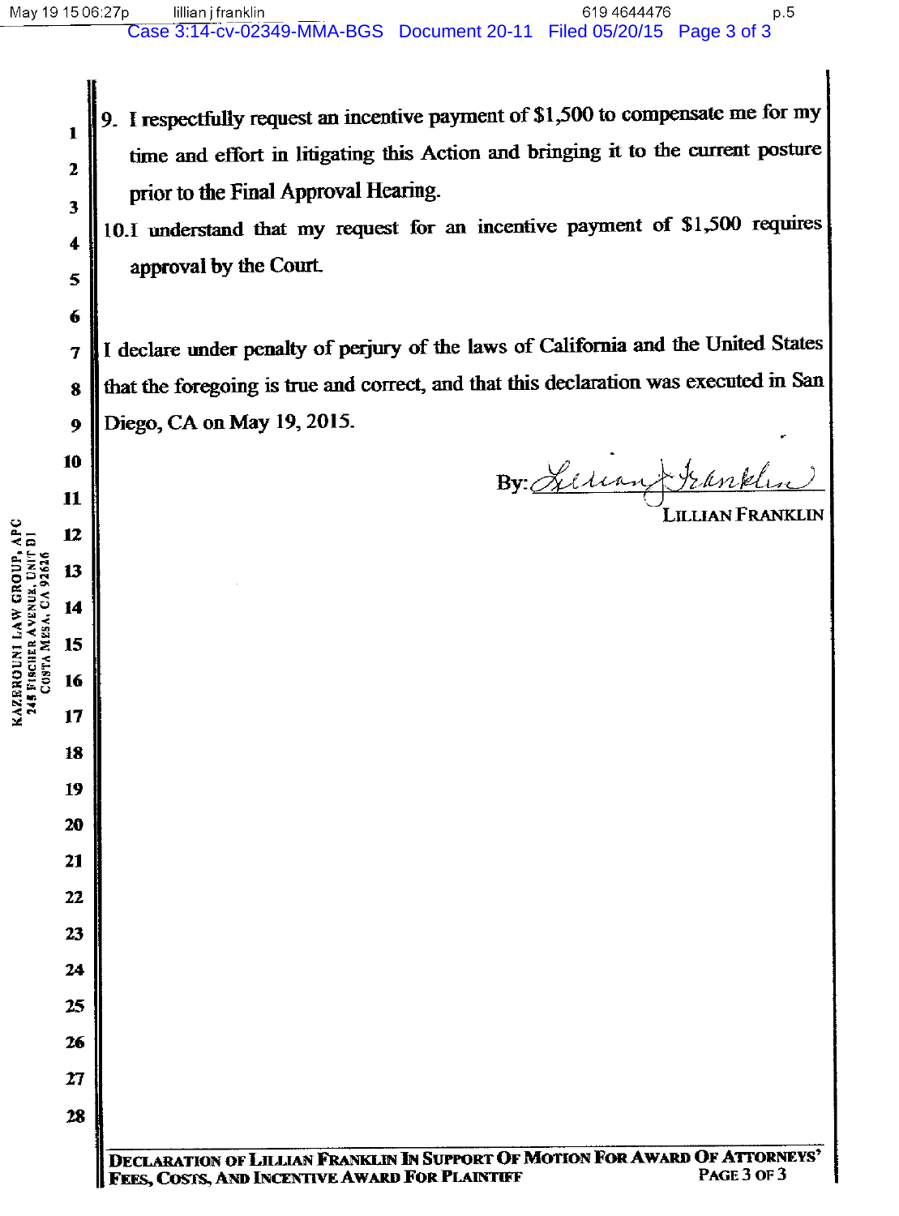9. I respectfully request an incentive payment of $1,500 to compensate me for my time and effort in litigating this Action and bringing it to the current posture prior to the Final Approval Hearing.

10. I understand that my request for an incentive payment of $1,500 requires approval by the Court.

I declare under penalty of perjury of the laws of California and the United States that the foregoing is true and correct, and that this declaration was executed in San Diego, CA on May 19, 2015.

By: Lillian J Franklin

LILLIAN FRANKLIN

DECLARATION OF LILLIAN FRANKLIN IN SUPPORT OF MOTION FOR AWARD OF ATTORNEYS' FEES, COSTS, AND INCENTIVE AWARD FOR PLAINTIFF